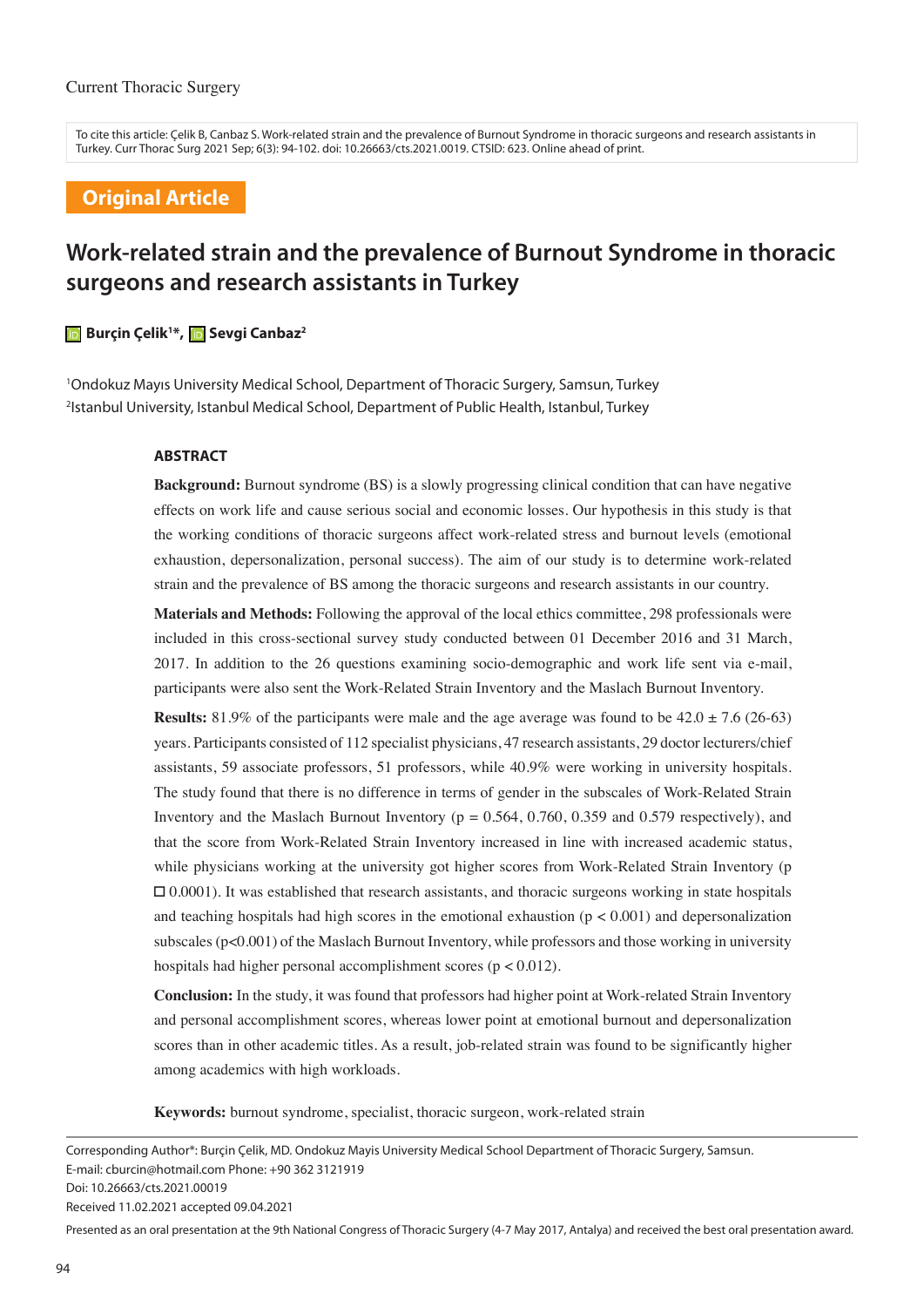Current Thoracic Surgery

To cite this article: Çelik B, Canbaz S. Work-related strain and the prevalence of Burnout Syndrome in thoracic surgeons and research assistants in Turkey. Curr Thorac Surg 2021 Sep; 6(3): 94-102. doi: 10.26663/cts.2021.0019. CTSID: 623. Online ahead of print.

**Original Article**

# Work-related strain and the prevalence of Burnout Syndrome in thoracic surgeons and research assistants in Turkey

**Burçin Çelik[1]*, Sevgi Canbaz[2]**

[1]Ondokuz Mayıs University Medical School, Department of Thoracic Surgery, Samsun, Turkey
[2]Istanbul University, Istanbul Medical School, Department of Public Health, Istanbul, Turkey

## ABSTRACT

**Background:** Burnout syndrome (BS) is a slowly progressing clinical condition that can have negative effects on work life and cause serious social and economic losses. Our hypothesis in this study is that the working conditions of thoracic surgeons affect work-related stress and burnout levels (emotional exhaustion, depersonalization, personal success). The aim of our study is to determine work-related strain and the prevalence of BS among the thoracic surgeons and research assistants in our country.

**Materials and Methods:** Following the approval of the local ethics committee, 298 professionals were included in this cross-sectional survey study conducted between 01 December 2016 and 31 March, 2017. In addition to the 26 questions examining socio-demographic and work life sent via e-mail, participants were also sent the Work-Related Strain Inventory and the Maslach Burnout Inventory.

**Results:** 81.9% of the participants were male and the age average was found to be 42.0 ± 7.6 (26-63) years. Participants consisted of 112 specialist physicians, 47 research assistants, 29 doctor lecturers/chief assistants, 59 associate professors, 51 professors, while 40.9% were working in university hospitals. The study found that there is no difference in terms of gender in the subscales of Work-Related Strain Inventory and the Maslach Burnout Inventory ($p = 0.564$, 0.760, 0.359 and 0.579 respectively), and that the score from Work-Related Strain Inventory increased in line with increased academic status, while physicians working at the university got higher scores from Work-Related Strain Inventory (p □ 0.0001). It was established that research assistants, and thoracic surgeons working in state hospitals and teaching hospitals had high scores in the emotional exhaustion ($p < 0.001$) and depersonalization subscales ($p<0.001$) of the Maslach Burnout Inventory, while professors and those working in university hospitals had higher personal accomplishment scores ($p < 0.012$).

**Conclusion:** In the study, it was found that professors had higher point at Work-related Strain Inventory and personal accomplishment scores, whereas lower point at emotional burnout and depersonalization scores than in other academic titles. As a result, job-related strain was found to be significantly higher among academics with high workloads.

**Keywords:** burnout syndrome, specialist, thoracic surgeon, work-related strain

Corresponding Author*: Burçin Çelik, MD. Ondokuz Mayis University Medical School Department of Thoracic Surgery, Samsun.
E-mail: cburcin@hotmail.com Phone: +90 362 3121919
Doi: 10.26663/cts.2021.00019
Received 11.02.2021 accepted 09.04.2021

Presented as an oral presentation at the 9th National Congress of Thoracic Surgery (4-7 May 2017, Antalya) and received the best oral presentation award.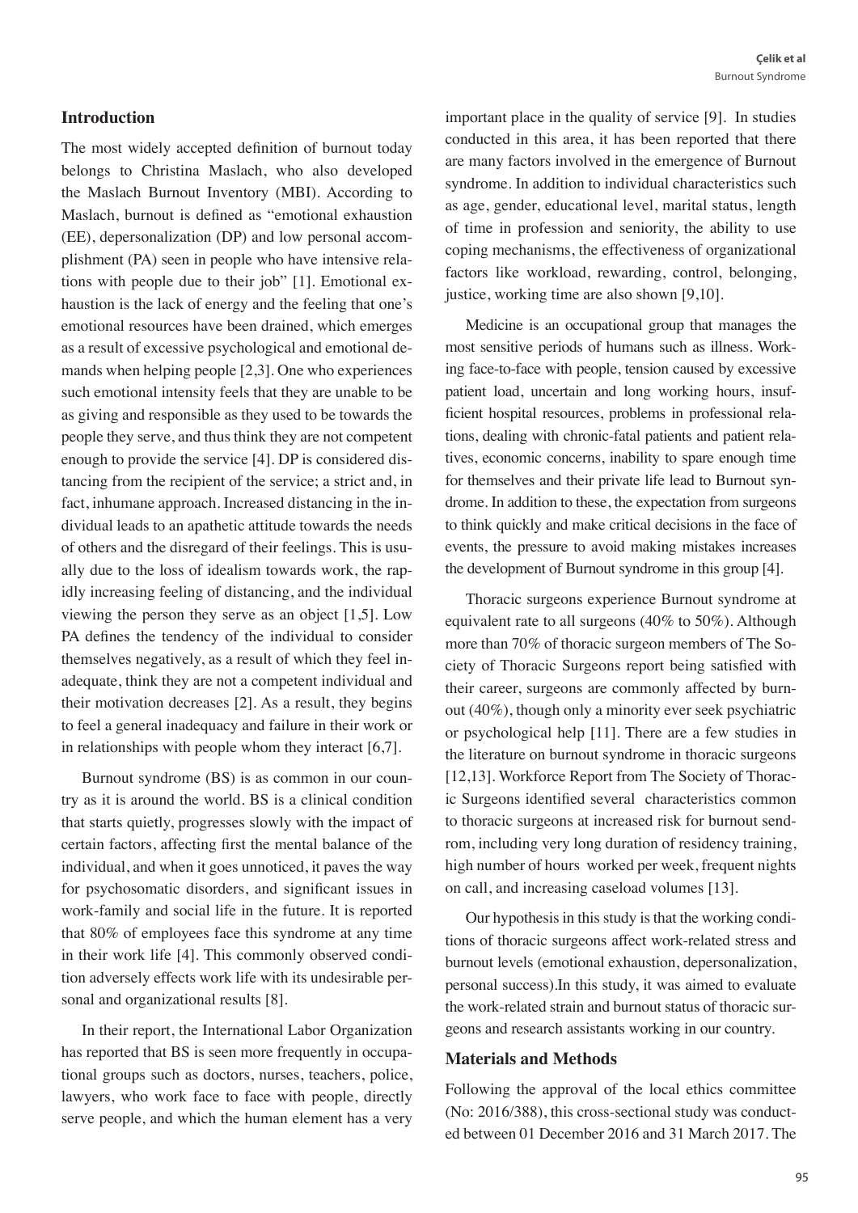## Introduction

The most widely accepted definition of burnout today belongs to Christina Maslach, who also developed the Maslach Burnout Inventory (MBI). According to Maslach, burnout is defined as "emotional exhaustion (EE), depersonalization (DP) and low personal accomplishment (PA) seen in people who have intensive relations with people due to their job" [1]. Emotional exhaustion is the lack of energy and the feeling that one's emotional resources have been drained, which emerges as a result of excessive psychological and emotional demands when helping people [2,3]. One who experiences such emotional intensity feels that they are unable to be as giving and responsible as they used to be towards the people they serve, and thus think they are not competent enough to provide the service [4]. DP is considered distancing from the recipient of the service; a strict and, in fact, inhumane approach. Increased distancing in the individual leads to an apathetic attitude towards the needs of others and the disregard of their feelings. This is usually due to the loss of idealism towards work, the rapidly increasing feeling of distancing, and the individual viewing the person they serve as an object [1,5]. Low PA defines the tendency of the individual to consider themselves negatively, as a result of which they feel inadequate, think they are not a competent individual and their motivation decreases [2]. As a result, they begins to feel a general inadequacy and failure in their work or in relationships with people whom they interact [6,7].

Burnout syndrome (BS) is as common in our country as it is around the world. BS is a clinical condition that starts quietly, progresses slowly with the impact of certain factors, affecting first the mental balance of the individual, and when it goes unnoticed, it paves the way for psychosomatic disorders, and significant issues in work-family and social life in the future. It is reported that 80% of employees face this syndrome at any time in their work life [4]. This commonly observed condition adversely effects work life with its undesirable personal and organizational results [8].

In their report, the International Labor Organization has reported that BS is seen more frequently in occupational groups such as doctors, nurses, teachers, police, lawyers, who work face to face with people, directly serve people, and which the human element has a very important place in the quality of service [9]. In studies conducted in this area, it has been reported that there are many factors involved in the emergence of Burnout syndrome. In addition to individual characteristics such as age, gender, educational level, marital status, length of time in profession and seniority, the ability to use coping mechanisms, the effectiveness of organizational factors like workload, rewarding, control, belonging, justice, working time are also shown [9,10].

Medicine is an occupational group that manages the most sensitive periods of humans such as illness. Working face-to-face with people, tension caused by excessive patient load, uncertain and long working hours, insufficient hospital resources, problems in professional relations, dealing with chronic-fatal patients and patient relatives, economic concerns, inability to spare enough time for themselves and their private life lead to Burnout syndrome. In addition to these, the expectation from surgeons to think quickly and make critical decisions in the face of events, the pressure to avoid making mistakes increases the development of Burnout syndrome in this group [4].

Thoracic surgeons experience Burnout syndrome at equivalent rate to all surgeons (40% to 50%). Although more than 70% of thoracic surgeon members of The Society of Thoracic Surgeons report being satisfied with their career, surgeons are commonly affected by burnout (40%), though only a minority ever seek psychiatric or psychological help [11]. There are a few studies in the literature on burnout syndrome in thoracic surgeons [12,13]. Workforce Report from The Society of Thoracic Surgeons identified several characteristics common to thoracic surgeons at increased risk for burnout sendrom, including very long duration of residency training, high number of hours worked per week, frequent nights on call, and increasing caseload volumes [13].

Our hypothesis in this study is that the working conditions of thoracic surgeons affect work-related stress and burnout levels (emotional exhaustion, depersonalization, personal success).In this study, it was aimed to evaluate the work-related strain and burnout status of thoracic surgeons and research assistants working in our country.

## Materials and Methods

Following the approval of the local ethics committee (No: 2016/388), this cross-sectional study was conducted between 01 December 2016 and 31 March 2017. The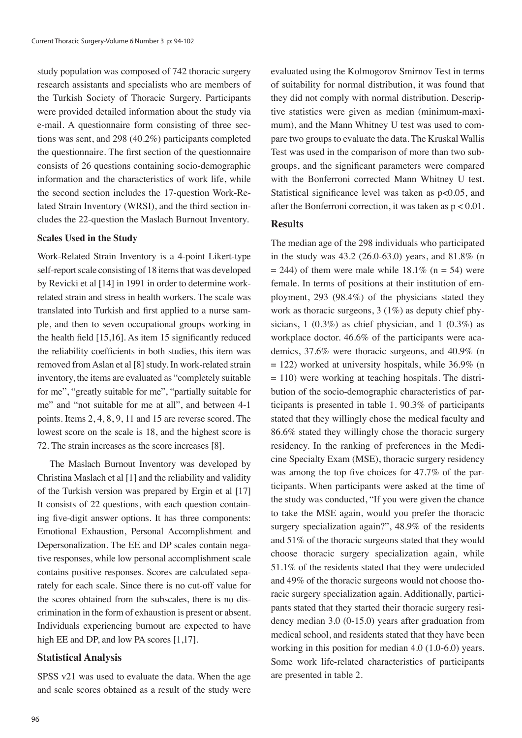study population was composed of 742 thoracic surgery research assistants and specialists who are members of the Turkish Society of Thoracic Surgery. Participants were provided detailed information about the study via e-mail. A questionnaire form consisting of three sections was sent, and 298 (40.2%) participants completed the questionnaire. The first section of the questionnaire consists of 26 questions containing socio-demographic information and the characteristics of work life, while the second section includes the 17-question Work-Related Strain Inventory (WRSI), and the third section includes the 22-question the Maslach Burnout Inventory.

### Scales Used in the Study

Work-Related Strain Inventory is a 4-point Likert-type self-report scale consisting of 18 items that was developed by Revicki et al [14] in 1991 in order to determine work-related strain and stress in health workers. The scale was translated into Turkish and first applied to a nurse sample, and then to seven occupational groups working in the health field [15,16]. As item 15 significantly reduced the reliability coefficients in both studies, this item was removed from Aslan et al [8] study. In work-related strain inventory, the items are evaluated as "completely suitable for me", "greatly suitable for me", "partially suitable for me" and "not suitable for me at all", and between 4-1 points. Items 2, 4, 8, 9, 11 and 15 are reverse scored. The lowest score on the scale is 18, and the highest score is 72. The strain increases as the score increases [8].

The Maslach Burnout Inventory was developed by Christina Maslach et al [1] and the reliability and validity of the Turkish version was prepared by Ergin et al [17] It consists of 22 questions, with each question containing five-digit answer options. It has three components: Emotional Exhaustion, Personal Accomplishment and Depersonalization. The EE and DP scales contain negative responses, while low personal accomplishment scale contains positive responses. Scores are calculated separately for each scale. Since there is no cut-off value for the scores obtained from the subscales, there is no discrimination in the form of exhaustion is present or absent. Individuals experiencing burnout are expected to have high EE and DP, and low PA scores [1,17].

### Statistical Analysis

SPSS v21 was used to evaluate the data. When the age and scale scores obtained as a result of the study were evaluated using the Kolmogorov Smirnov Test in terms of suitability for normal distribution, it was found that they did not comply with normal distribution. Descriptive statistics were given as median (minimum-maximum), and the Mann Whitney U test was used to compare two groups to evaluate the data. The Kruskal Wallis Test was used in the comparison of more than two subgroups, and the significant parameters were compared with the Bonferroni corrected Mann Whitney U test. Statistical significance level was taken as $p<0.05$, and after the Bonferroni correction, it was taken as $p < 0.01$.

## Results

The median age of the 298 individuals who participated in the study was 43.2 (26.0-63.0) years, and 81.8% ($n = 244$) of them were male while 18.1% ($n = 54$) were female. In terms of positions at their institution of employment, 293 (98.4%) of the physicians stated they work as thoracic surgeons, 3 (1%) as deputy chief physicians, 1 (0.3%) as chief physician, and 1 (0.3%) as workplace doctor. 46.6% of the participants were academics, 37.6% were thoracic surgeons, and 40.9% ($n = 122$) worked at university hospitals, while 36.9% ($n = 110$) were working at teaching hospitals. The distribution of the socio-demographic characteristics of participants is presented in table 1. 90.3% of participants stated that they willingly chose the medical faculty and 86.6% stated they willingly chose the thoracic surgery residency. In the ranking of preferences in the Medicine Specialty Exam (MSE), thoracic surgery residency was among the top five choices for 47.7% of the participants. When participants were asked at the time of the study was conducted, "If you were given the chance to take the MSE again, would you prefer the thoracic surgery specialization again?", 48.9% of the residents and 51% of the thoracic surgeons stated that they would choose thoracic surgery specialization again, while 51.1% of the residents stated that they were undecided and 49% of the thoracic surgeons would not choose thoracic surgery specialization again. Additionally, participants stated that they started their thoracic surgery residency median 3.0 (0-15.0) years after graduation from medical school, and residents stated that they have been working in this position for median 4.0 (1.0-6.0) years. Some work life-related characteristics of participants are presented in table 2.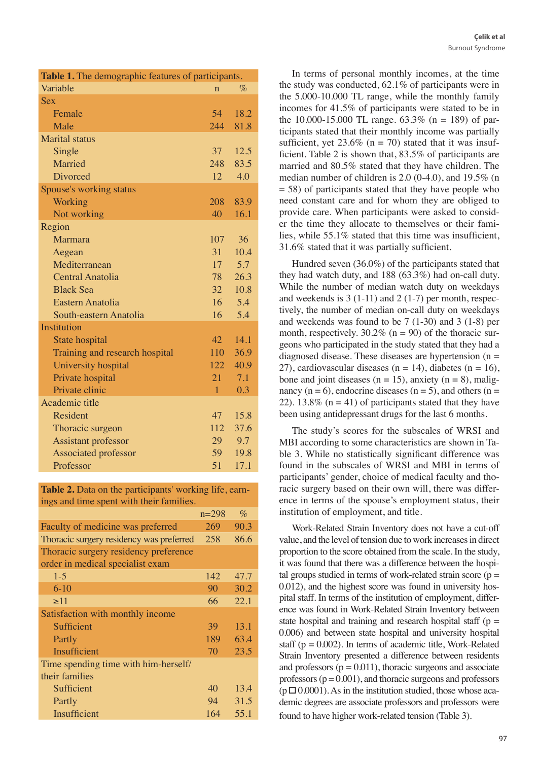**Table 1.** The demographic features of participants.

| Variable | n | % |
|---|---|---|
| Sex | | |
| Female | 54 | 18.2 |
| Male | 244 | 81.8 |
| Marital status | | |
| Single | 37 | 12.5 |
| Married | 248 | 83.5 |
| Divorced | 12 | 4.0 |
| Spouse's working status | | |
| Working | 208 | 83.9 |
| Not working | 40 | 16.1 |
| Region | | |
| Marmara | 107 | 36 |
| Aegean | 31 | 10.4 |
| Mediterranean | 17 | 5.7 |
| Central Anatolia | 78 | 26.3 |
| Black Sea | 32 | 10.8 |
| Eastern Anatolia | 16 | 5.4 |
| South-eastern Anatolia | 16 | 5.4 |
| Institution | | |
| State hospital | 42 | 14.1 |
| Training and research hospital | 110 | 36.9 |
| University hospital | 122 | 40.9 |
| Private hospital | 21 | 7.1 |
| Private clinic | 1 | 0.3 |
| Academic title | | |
| Resident | 47 | 15.8 |
| Thoracic surgeon | 112 | 37.6 |
| Assistant professor | 29 | 9.7 |
| Associated professor | 59 | 19.8 |
| Professor | 51 | 17.1 |

**Table 2.** Data on the participants' working life, earnings and time spent with their families.

| | n=298 | % |
|---|---|---|
| Faculty of medicine was preferred | 269 | 90.3 |
| Thoracic surgery residency was preferred | 258 | 86.6 |
| Thoracic surgery residency preference order in medical specialist exam | | |
| 1-5 | 142 | 47.7 |
| 6-10 | 90 | 30.2 |
| ≥11 | 66 | 22.1 |
| Satisfaction with monthly income | | |
| Sufficient | 39 | 13.1 |
| Partly | 189 | 63.4 |
| Insufficient | 70 | 23.5 |
| Time spending time with him-herself/their families | | |
| Sufficient | 40 | 13.4 |
| Partly | 94 | 31.5 |
| Insufficient | 164 | 55.1 |

In terms of personal monthly incomes, at the time the study was conducted, 62.1% of participants were in the 5.000-10.000 TL range, while the monthly family incomes for 41.5% of participants were stated to be in the 10.000-15.000 TL range. 63.3% (n = 189) of participants stated that their monthly income was partially sufficient, yet 23.6% (n = 70) stated that it was insufficient. Table 2 is shown that, 83.5% of participants are married and 80.5% stated that they have children. The median number of children is 2.0 (0-4.0), and 19.5% (n = 58) of participants stated that they have people who need constant care and for whom they are obliged to provide care. When participants were asked to consider the time they allocate to themselves or their families, while 55.1% stated that this time was insufficient, 31.6% stated that it was partially sufficient.

Hundred seven (36.0%) of the participants stated that they had watch duty, and 188 (63.3%) had on-call duty. While the number of median watch duty on weekdays and weekends is 3 (1-11) and 2 (1-7) per month, respectively, the number of median on-call duty on weekdays and weekends was found to be 7 (1-30) and 3 (1-8) per month, respectively. 30.2% (n = 90) of the thoracic surgeons who participated in the study stated that they had a diagnosed disease. These diseases are hypertension (n = 27), cardiovascular diseases (n = 14), diabetes (n = 16), bone and joint diseases (n = 15), anxiety (n = 8), malignancy (n = 6), endocrine diseases (n = 5), and others (n = 22). 13.8% (n = 41) of participants stated that they have been using antidepressant drugs for the last 6 months.

The study's scores for the subscales of WRSI and MBI according to some characteristics are shown in Table 3. While no statistically significant difference was found in the subscales of WRSI and MBI in terms of participants' gender, choice of medical faculty and thoracic surgery based on their own will, there was difference in terms of the spouse's employment status, their institution of employment, and title.

Work-Related Strain Inventory does not have a cut-off value, and the level of tension due to work increases in direct proportion to the score obtained from the scale. In the study, it was found that there was a difference between the hospital groups studied in terms of work-related strain score ($p = 0.012$), and the highest score was found in university hospital staff. In terms of the institution of employment, difference was found in Work-Related Strain Inventory between state hospital and training and research hospital staff ($p = 0.006$) and between state hospital and university hospital staff ($p = 0.002$). In terms of academic title, Work-Related Strain Inventory presented a difference between residents and professors ($p = 0.011$), thoracic surgeons and associate professors ($p = 0.001$), and thoracic surgeons and professors (p □ 0.0001). As in the institution studied, those whose academic degrees are associate professors and professors were found to have higher work-related tension (Table 3).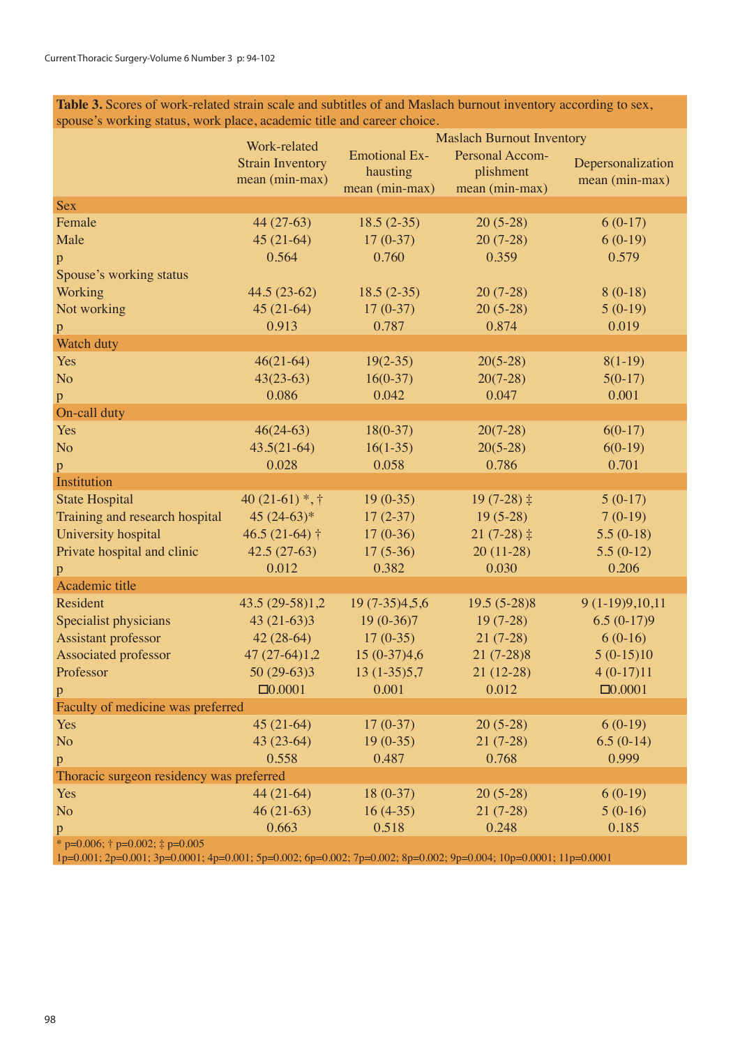**Table 3.** Scores of work-related strain scale and subtitles of and Maslach burnout inventory according to sex, spouse's working status, work place, academic title and career choice.

| | Work-related Strain Inventory mean (min-max) | Maslach Burnout Inventory Emotional Ex-hausting mean (min-max) | Personal Accom-plishment mean (min-max) | Depersonalization mean (min-max) |
|---|---|---|---|---|
| **Sex** | | | | |
| Female | 44 (27-63) | 18.5 (2-35) | 20 (5-28) | 6 (0-17) |
| Male | 45 (21-64) | 17 (0-37) | 20 (7-28) | 6 (0-19) |
| p | 0.564 | 0.760 | 0.359 | 0.579 |
| Spouse's working status | | | | |
| Working | 44.5 (23-62) | 18.5 (2-35) | 20 (7-28) | 8 (0-18) |
| Not working | 45 (21-64) | 17 (0-37) | 20 (5-28) | 5 (0-19) |
| p | 0.913 | 0.787 | 0.874 | 0.019 |
| **Watch duty** | | | | |
| Yes | 46(21-64) | 19(2-35) | 20(5-28) | 8(1-19) |
| No | 43(23-63) | 16(0-37) | 20(7-28) | 5(0-17) |
| p | 0.086 | 0.042 | 0.047 | 0.001 |
| **On-call duty** | | | | |
| Yes | 46(24-63) | 18(0-37) | 20(7-28) | 6(0-17) |
| No | 43.5(21-64) | 16(1-35) | 20(5-28) | 6(0-19) |
| p | 0.028 | 0.058 | 0.786 | 0.701 |
| **Institution** | | | | |
| State Hospital | 40 (21-61) *, † | 19 (0-35) | 19 (7-28) ‡ | 5 (0-17) |
| Training and research hospital | 45 (24-63)* | 17 (2-37) | 19 (5-28) | 7 (0-19) |
| University hospital | 46.5 (21-64) † | 17 (0-36) | 21 (7-28) ‡ | 5.5 (0-18) |
| Private hospital and clinic | 42.5 (27-63) | 17 (5-36) | 20 (11-28) | 5.5 (0-12) |
| p | 0.012 | 0.382 | 0.030 | 0.206 |
| **Academic title** | | | | |
| Resident | 43.5 (29-58)1,2 | 19 (7-35)4,5,6 | 19.5 (5-28)8 | 9 (1-19)9,10,11 |
| Specialist physicians | 43 (21-63)3 | 19 (0-36)7 | 19 (7-28) | 6.5 (0-17)9 |
| Assistant professor | 42 (28-64) | 17 (0-35) | 21 (7-28) | 6 (0-16) |
| Associated professor | 47 (27-64)1,2 | 15 (0-37)4,6 | 21 (7-28)8 | 5 (0-15)10 |
| Professor | 50 (29-63)3 | 13 (1-35)5,7 | 21 (12-28) | 4 (0-17)11 |
| p | ☐0.0001 | 0.001 | 0.012 | ☐0.0001 |
| **Faculty of medicine was preferred** | | | | |
| Yes | 45 (21-64) | 17 (0-37) | 20 (5-28) | 6 (0-19) |
| No | 43 (23-64) | 19 (0-35) | 21 (7-28) | 6.5 (0-14) |
| p | 0.558 | 0.487 | 0.768 | 0.999 |
| **Thoracic surgeon residency was preferred** | | | | |
| Yes | 44 (21-64) | 18 (0-37) | 20 (5-28) | 6 (0-19) |
| No | 46 (21-63) | 16 (4-35) | 21 (7-28) | 5 (0-16) |
| p | 0.663 | 0.518 | 0.248 | 0.185 |

* p=0.006; † p=0.002; ‡ p=0.005
1p=0.001; 2p=0.001; 3p=0.0001; 4p=0.001; 5p=0.002; 6p=0.002; 7p=0.002; 8p=0.002; 9p=0.004; 10p=0.0001; 11p=0.0001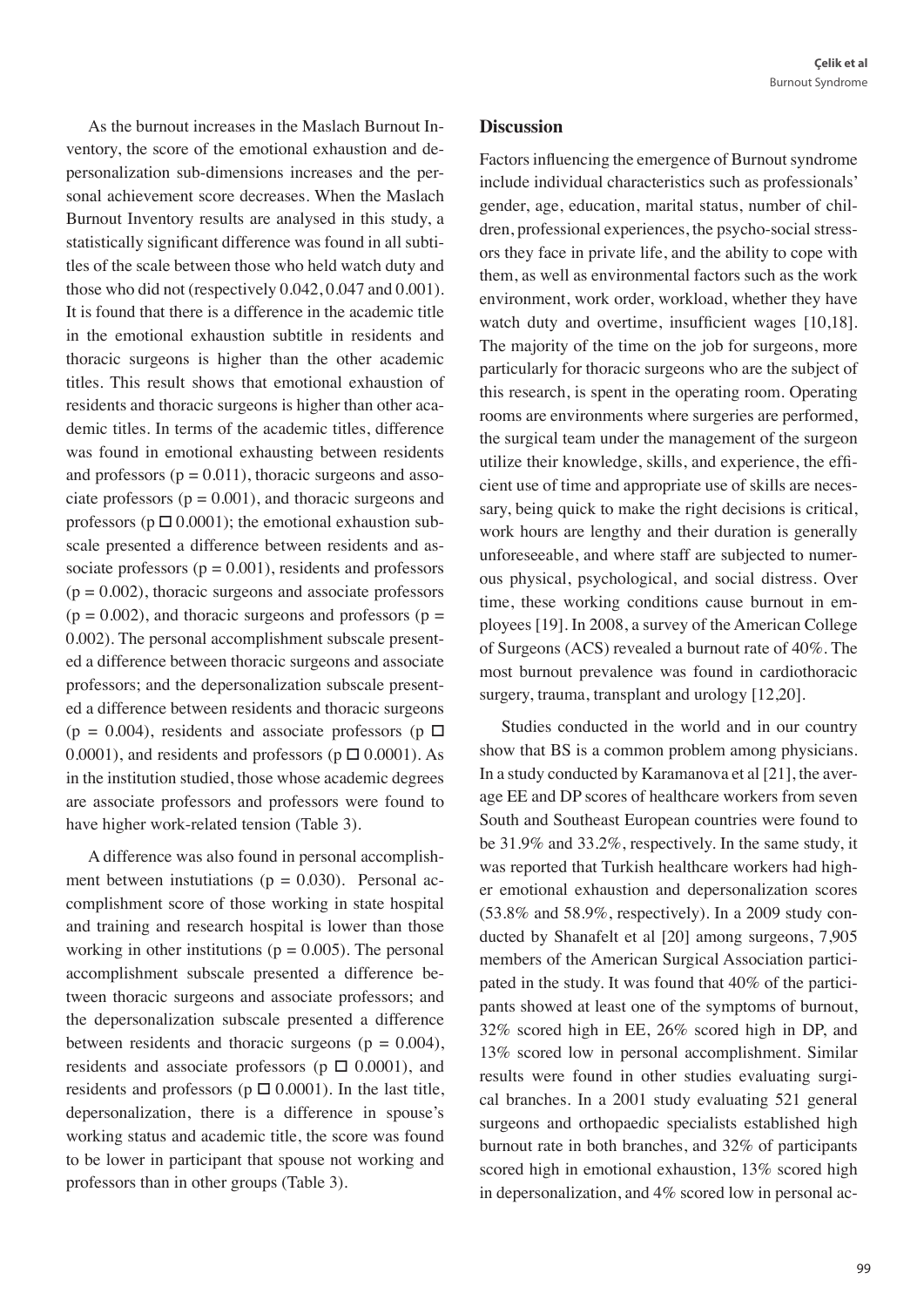As the burnout increases in the Maslach Burnout Inventory, the score of the emotional exhaustion and depersonalization sub-dimensions increases and the personal achievement score decreases. When the Maslach Burnout Inventory results are analysed in this study, a statistically significant difference was found in all subtitles of the scale between those who held watch duty and those who did not (respectively 0.042, 0.047 and 0.001). It is found that there is a difference in the academic title in the emotional exhaustion subtitle in residents and thoracic surgeons is higher than the other academic titles. This result shows that emotional exhaustion of residents and thoracic surgeons is higher than other academic titles. In terms of the academic titles, difference was found in emotional exhausting between residents and professors ($p = 0.011$), thoracic surgeons and associate professors ($p = 0.001$), and thoracic surgeons and professors (p □ 0.0001); the emotional exhaustion subscale presented a difference between residents and associate professors ($p = 0.001$), residents and professors ($p = 0.002$), thoracic surgeons and associate professors ($p = 0.002$), and thoracic surgeons and professors ($p = 0.002$). The personal accomplishment subscale presented a difference between thoracic surgeons and associate professors; and the depersonalization subscale presented a difference between residents and thoracic surgeons ($p = 0.004$), residents and associate professors (p □ 0.0001), and residents and professors (p □ 0.0001). As in the institution studied, those whose academic degrees are associate professors and professors were found to have higher work-related tension (Table 3).

A difference was also found in personal accomplishment between instutiations ($p = 0.030$). Personal accomplishment score of those working in state hospital and training and research hospital is lower than those working in other institutions ($p = 0.005$). The personal accomplishment subscale presented a difference between thoracic surgeons and associate professors; and the depersonalization subscale presented a difference between residents and thoracic surgeons ($p = 0.004$), residents and associate professors (p □ 0.0001), and residents and professors (p □ 0.0001). In the last title, depersonalization, there is a difference in spouse's working status and academic title, the score was found to be lower in participant that spouse not working and professors than in other groups (Table 3).

## Discussion

Factors influencing the emergence of Burnout syndrome include individual characteristics such as professionals' gender, age, education, marital status, number of children, professional experiences, the psycho-social stressors they face in private life, and the ability to cope with them, as well as environmental factors such as the work environment, work order, workload, whether they have watch duty and overtime, insufficient wages [10,18]. The majority of the time on the job for surgeons, more particularly for thoracic surgeons who are the subject of this research, is spent in the operating room. Operating rooms are environments where surgeries are performed, the surgical team under the management of the surgeon utilize their knowledge, skills, and experience, the efficient use of time and appropriate use of skills are necessary, being quick to make the right decisions is critical, work hours are lengthy and their duration is generally unforeseeable, and where staff are subjected to numerous physical, psychological, and social distress. Over time, these working conditions cause burnout in employees [19]. In 2008, a survey of the American College of Surgeons (ACS) revealed a burnout rate of 40%. The most burnout prevalence was found in cardiothoracic surgery, trauma, transplant and urology [12,20].

Studies conducted in the world and in our country show that BS is a common problem among physicians. In a study conducted by Karamanova et al [21], the average EE and DP scores of healthcare workers from seven South and Southeast European countries were found to be 31.9% and 33.2%, respectively. In the same study, it was reported that Turkish healthcare workers had higher emotional exhaustion and depersonalization scores (53.8% and 58.9%, respectively). In a 2009 study conducted by Shanafelt et al [20] among surgeons, 7,905 members of the American Surgical Association participated in the study. It was found that 40% of the participants showed at least one of the symptoms of burnout, 32% scored high in EE, 26% scored high in DP, and 13% scored low in personal accomplishment. Similar results were found in other studies evaluating surgical branches. In a 2001 study evaluating 521 general surgeons and orthopaedic specialists established high burnout rate in both branches, and 32% of participants scored high in emotional exhaustion, 13% scored high in depersonalization, and 4% scored low in personal ac-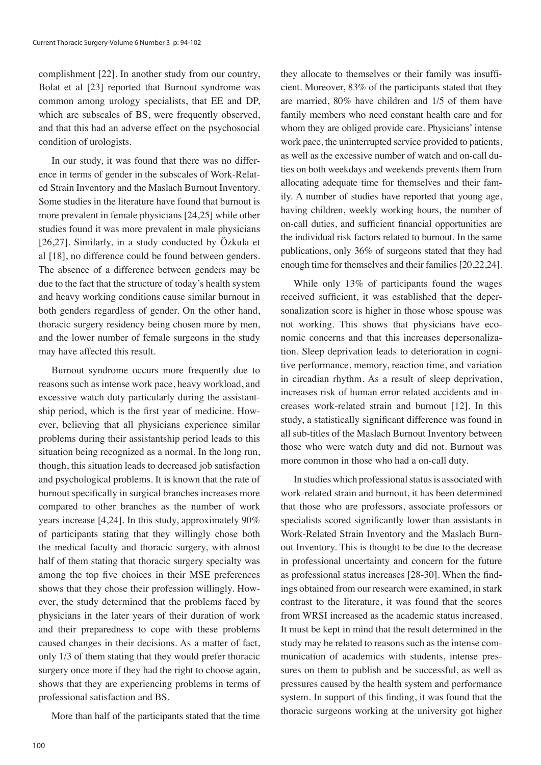complishment [22]. In another study from our country, Bolat et al [23] reported that Burnout syndrome was common among urology specialists, that EE and DP, which are subscales of BS, were frequently observed, and that this had an adverse effect on the psychosocial condition of urologists.

In our study, it was found that there was no difference in terms of gender in the subscales of Work-Related Strain Inventory and the Maslach Burnout Inventory. Some studies in the literature have found that burnout is more prevalent in female physicians [24,25] while other studies found it was more prevalent in male physicians [26,27]. Similarly, in a study conducted by Özkula et al [18], no difference could be found between genders. The absence of a difference between genders may be due to the fact that the structure of today's health system and heavy working conditions cause similar burnout in both genders regardless of gender. On the other hand, thoracic surgery residency being chosen more by men, and the lower number of female surgeons in the study may have affected this result.

Burnout syndrome occurs more frequently due to reasons such as intense work pace, heavy workload, and excessive watch duty particularly during the assistantship period, which is the first year of medicine. However, believing that all physicians experience similar problems during their assistantship period leads to this situation being recognized as a normal. In the long run, though, this situation leads to decreased job satisfaction and psychological problems. It is known that the rate of burnout specifically in surgical branches increases more compared to other branches as the number of work years increase [4,24]. In this study, approximately 90% of participants stating that they willingly chose both the medical faculty and thoracic surgery, with almost half of them stating that thoracic surgery specialty was among the top five choices in their MSE preferences shows that they chose their profession willingly. However, the study determined that the problems faced by physicians in the later years of their duration of work and their preparedness to cope with these problems caused changes in their decisions. As a matter of fact, only 1/3 of them stating that they would prefer thoracic surgery once more if they had the right to choose again, shows that they are experiencing problems in terms of professional satisfaction and BS.

More than half of the participants stated that the time they allocate to themselves or their family was insufficient. Moreover, 83% of the participants stated that they are married, 80% have children and 1/5 of them have family members who need constant health care and for whom they are obliged provide care. Physicians' intense work pace, the uninterrupted service provided to patients, as well as the excessive number of watch and on-call duties on both weekdays and weekends prevents them from allocating adequate time for themselves and their family. A number of studies have reported that young age, having children, weekly working hours, the number of on-call duties, and sufficient financial opportunities are the individual risk factors related to burnout. In the same publications, only 36% of surgeons stated that they had enough time for themselves and their families [20,22,24].

While only 13% of participants found the wages received sufficient, it was established that the depersonalization score is higher in those whose spouse was not working. This shows that physicians have economic concerns and that this increases depersonalization. Sleep deprivation leads to deterioration in cognitive performance, memory, reaction time, and variation in circadian rhythm. As a result of sleep deprivation, increases risk of human error related accidents and increases work-related strain and burnout [12]. In this study, a statistically significant difference was found in all sub-titles of the Maslach Burnout Inventory between those who were watch duty and did not. Burnout was more common in those who had a on-call duty.

In studies which professional status is associated with work-related strain and burnout, it has been determined that those who are professors, associate professors or specialists scored significantly lower than assistants in Work-Related Strain Inventory and the Maslach Burnout Inventory. This is thought to be due to the decrease in professional uncertainty and concern for the future as professional status increases [28-30]. When the findings obtained from our research were examined, in stark contrast to the literature, it was found that the scores from WRSI increased as the academic status increased. It must be kept in mind that the result determined in the study may be related to reasons such as the intense communication of academics with students, intense pressures on them to publish and be successful, as well as pressures caused by the health system and performance system. In support of this finding, it was found that the thoracic surgeons working at the university got higher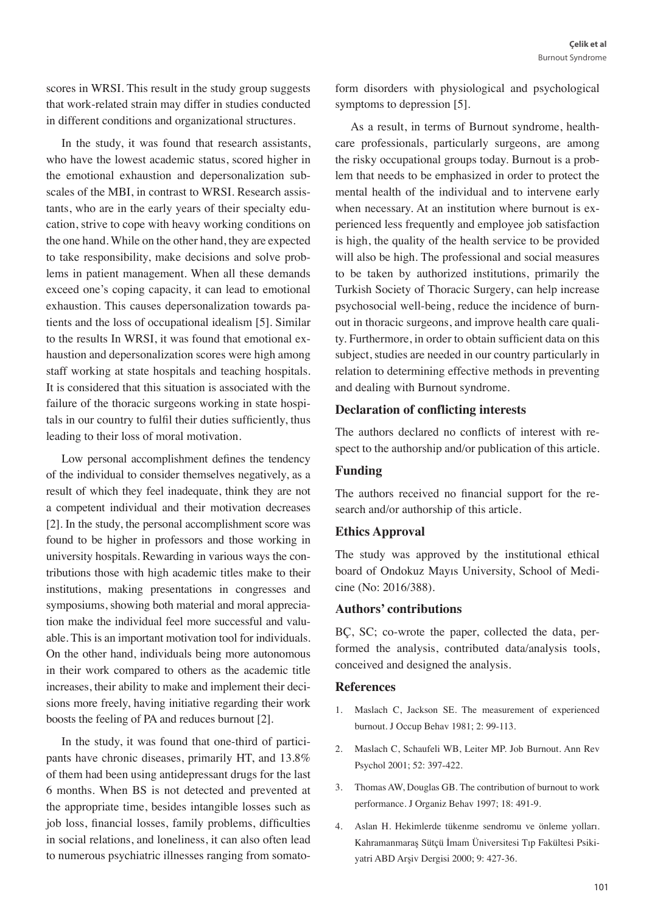scores in WRSI. This result in the study group suggests that work-related strain may differ in studies conducted in different conditions and organizational structures.

In the study, it was found that research assistants, who have the lowest academic status, scored higher in the emotional exhaustion and depersonalization subscales of the MBI, in contrast to WRSI. Research assistants, who are in the early years of their specialty education, strive to cope with heavy working conditions on the one hand. While on the other hand, they are expected to take responsibility, make decisions and solve problems in patient management. When all these demands exceed one's coping capacity, it can lead to emotional exhaustion. This causes depersonalization towards patients and the loss of occupational idealism [5]. Similar to the results In WRSI, it was found that emotional exhaustion and depersonalization scores were high among staff working at state hospitals and teaching hospitals. It is considered that this situation is associated with the failure of the thoracic surgeons working in state hospitals in our country to fulfil their duties sufficiently, thus leading to their loss of moral motivation.

Low personal accomplishment defines the tendency of the individual to consider themselves negatively, as a result of which they feel inadequate, think they are not a competent individual and their motivation decreases [2]. In the study, the personal accomplishment score was found to be higher in professors and those working in university hospitals. Rewarding in various ways the contributions those with high academic titles make to their institutions, making presentations in congresses and symposiums, showing both material and moral appreciation make the individual feel more successful and valuable. This is an important motivation tool for individuals. On the other hand, individuals being more autonomous in their work compared to others as the academic title increases, their ability to make and implement their decisions more freely, having initiative regarding their work boosts the feeling of PA and reduces burnout [2].

In the study, it was found that one-third of participants have chronic diseases, primarily HT, and 13.8% of them had been using antidepressant drugs for the last 6 months. When BS is not detected and prevented at the appropriate time, besides intangible losses such as job loss, financial losses, family problems, difficulties in social relations, and loneliness, it can also often lead to numerous psychiatric illnesses ranging from somatoform disorders with physiological and psychological symptoms to depression [5].

As a result, in terms of Burnout syndrome, healthcare professionals, particularly surgeons, are among the risky occupational groups today. Burnout is a problem that needs to be emphasized in order to protect the mental health of the individual and to intervene early when necessary. At an institution where burnout is experienced less frequently and employee job satisfaction is high, the quality of the health service to be provided will also be high. The professional and social measures to be taken by authorized institutions, primarily the Turkish Society of Thoracic Surgery, can help increase psychosocial well-being, reduce the incidence of burnout in thoracic surgeons, and improve health care quality. Furthermore, in order to obtain sufficient data on this subject, studies are needed in our country particularly in relation to determining effective methods in preventing and dealing with Burnout syndrome.

## Declaration of conflicting interests

The authors declared no conflicts of interest with respect to the authorship and/or publication of this article.

## Funding

The authors received no financial support for the research and/or authorship of this article.

## Ethics Approval

The study was approved by the institutional ethical board of Ondokuz Mayıs University, School of Medicine (No: 2016/388).

## Authors' contributions

BÇ, SC; co-wrote the paper, collected the data, performed the analysis, contributed data/analysis tools, conceived and designed the analysis.

## References

1. Maslach C, Jackson SE. The measurement of experienced burnout. J Occup Behav 1981; 2: 99-113.
2. Maslach C, Schaufeli WB, Leiter MP. Job Burnout. Ann Rev Psychol 2001; 52: 397-422.
3. Thomas AW, Douglas GB. The contribution of burnout to work performance. J Organiz Behav 1997; 18: 491-9.
4. Aslan H. Hekimlerde tükenme sendromu ve önleme yolları. Kahramanmaraş Sütçü İmam Üniversitesi Tıp Fakültesi Psikiyatri ABD Arşiv Dergisi 2000; 9: 427-36.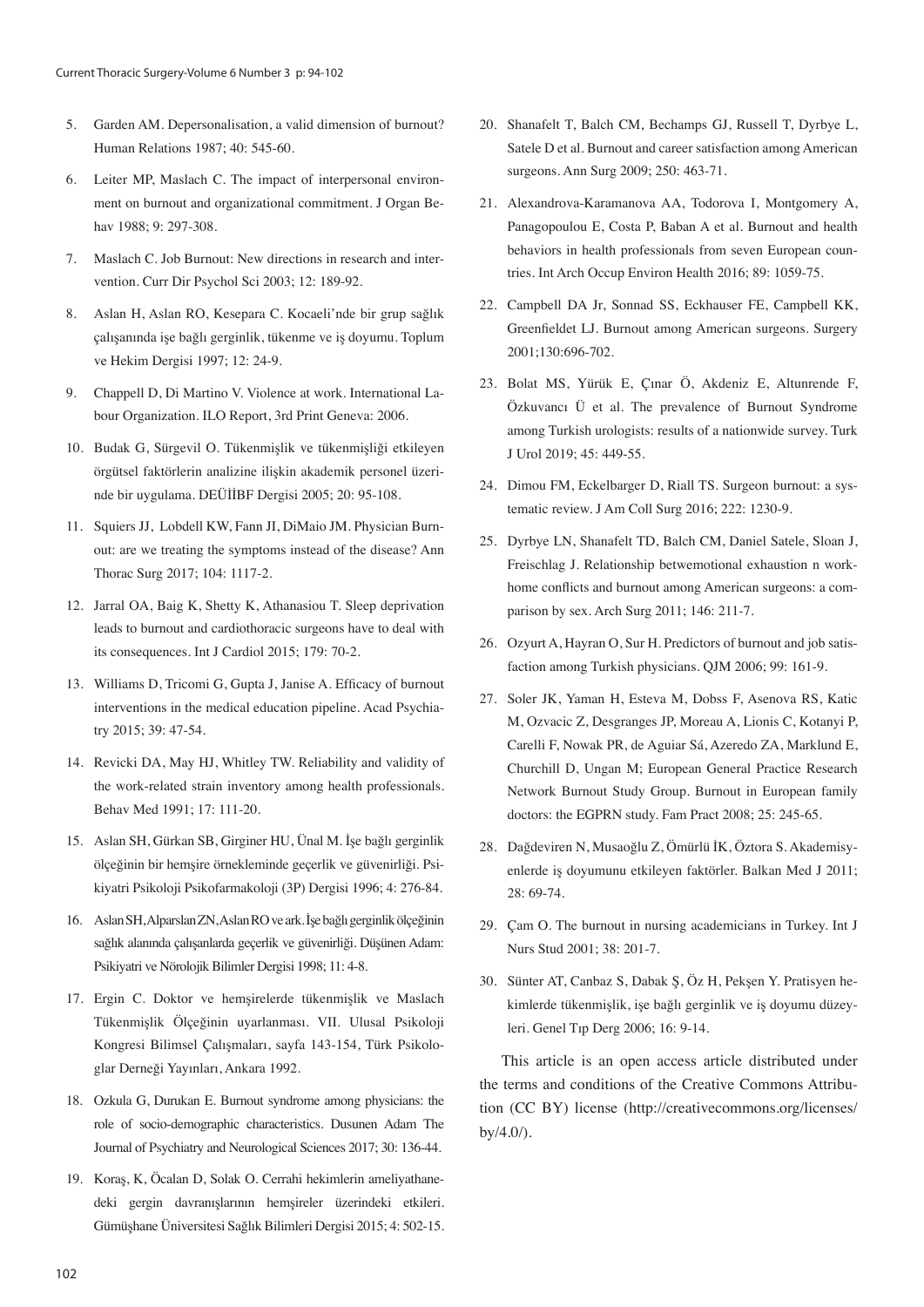5. Garden AM. Depersonalisation, a valid dimension of burnout? Human Relations 1987; 40: 545-60.

6. Leiter MP, Maslach C. The impact of interpersonal environment on burnout and organizational commitment. J Organ Behav 1988; 9: 297-308.

7. Maslach C. Job Burnout: New directions in research and intervention. Curr Dir Psychol Sci 2003; 12: 189-92.

8. Aslan H, Aslan RO, Kesepara C. Kocaeli'nde bir grup sağlık çalışanında işe bağlı gerginlik, tükenme ve iş doyumu. Toplum ve Hekim Dergisi 1997; 12: 24-9.

9. Chappell D, Di Martino V. Violence at work. International Labour Organization. ILO Report, 3rd Print Geneva: 2006.

10. Budak G, Sürgevil O. Tükenmişlik ve tükenmişliği etkileyen örgütsel faktörlerin analizine ilişkin akademik personel üzerinde bir uygulama. DEÜİİBF Dergisi 2005; 20: 95-108.

11. Squiers JJ, Lobdell KW, Fann JI, DiMaio JM. Physician Burnout: are we treating the symptoms instead of the disease? Ann Thorac Surg 2017; 104: 1117-2.

12. Jarral OA, Baig K, Shetty K, Athanasiou T. Sleep deprivation leads to burnout and cardiothoracic surgeons have to deal with its consequences. Int J Cardiol 2015; 179: 70-2.

13. Williams D, Tricomi G, Gupta J, Janise A. Efficacy of burnout interventions in the medical education pipeline. Acad Psychiatry 2015; 39: 47-54.

14. Revicki DA, May HJ, Whitley TW. Reliability and validity of the work-related strain inventory among health professionals. Behav Med 1991; 17: 111-20.

15. Aslan SH, Gürkan SB, Girginer HU, Ünal M. İşe bağlı gerginlik ölçeğinin bir hemşire örnekleminde geçerlik ve güvenirliği. Psikiyatri Psikoloji Psikofarmakoloji (3P) Dergisi 1996; 4: 276-84.

16. Aslan SH, Alparslan ZN, Aslan RO ve ark. İşe bağlı gerginlik ölçeğinin sağlık alanında çalışanlarda geçerlik ve güvenirliği. Düşünen Adam: Psikiyatri ve Nörolojik Bilimler Dergisi 1998; 11: 4-8.

17. Ergin C. Doktor ve hemşirelerde tükenmişlik ve Maslach Tükenmişlik Ölçeğinin uyarlanması. VII. Ulusal Psikoloji Kongresi Bilimsel Çalışmaları, sayfa 143-154, Türk Psikologlar Derneği Yayınları, Ankara 1992.

18. Ozkula G, Durukan E. Burnout syndrome among physicians: the role of socio-demographic characteristics. Dusunen Adam The Journal of Psychiatry and Neurological Sciences 2017; 30: 136-44.

19. Koraş, K, Öcalan D, Solak O. Cerrahi hekimlerin ameliyathanedeki gergin davranışlarının hemşireler üzerindeki etkileri. Gümüşhane Üniversitesi Sağlık Bilimleri Dergisi 2015; 4: 502-15.

20. Shanafelt T, Balch CM, Bechamps GJ, Russell T, Dyrbye L, Satele D et al. Burnout and career satisfaction among American surgeons. Ann Surg 2009; 250: 463-71.

21. Alexandrova-Karamanova AA, Todorova I, Montgomery A, Panagopoulou E, Costa P, Baban A et al. Burnout and health behaviors in health professionals from seven European countries. Int Arch Occup Environ Health 2016; 89: 1059-75.

22. Campbell DA Jr, Sonnad SS, Eckhauser FE, Campbell KK, Greenfieldet LJ. Burnout among American surgeons. Surgery 2001;130:696-702.

23. Bolat MS, Yürük E, Çınar Ö, Akdeniz E, Altunrende F, Özkuvancı Ü et al. The prevalence of Burnout Syndrome among Turkish urologists: results of a nationwide survey. Turk J Urol 2019; 45: 449-55.

24. Dimou FM, Eckelbarger D, Riall TS. Surgeon burnout: a systematic review. J Am Coll Surg 2016; 222: 1230-9.

25. Dyrbye LN, Shanafelt TD, Balch CM, Daniel Satele, Sloan J, Freischlag J. Relationship betwemotional exhaustion n workhome conflicts and burnout among American surgeons: a comparison by sex. Arch Surg 2011; 146: 211-7.

26. Ozyurt A, Hayran O, Sur H. Predictors of burnout and job satisfaction among Turkish physicians. QJM 2006; 99: 161-9.

27. Soler JK, Yaman H, Esteva M, Dobbs F, Asenova RS, Katic M, Ozvacic Z, Desgranges JP, Moreau A, Lionis C, Kotanyi P, Carelli F, Nowak PR, de Aguiar Sá, Azeredo ZA, Marklund E, Churchill D, Ungan M; European General Practice Research Network Burnout Study Group. Burnout in European family doctors: the EGPRN study. Fam Pract 2008; 25: 245-65.

28. Dağdeviren N, Musaoğlu Z, Ömürlü İK, Öztora S. Akademisyenlerde iş doyumunu etkileyen faktörler. Balkan Med J 2011; 28: 69-74.

29. Çam O. The burnout in nursing academicians in Turkey. Int J Nurs Stud 2001; 38: 201-7.

30. Sünter AT, Canbaz S, Dabak Ş, Öz H, Pekşen Y. Pratisyen hekimlerde tükenmişlik, işe bağlı gerginlik ve iş doyumu düzeyleri. Genel Tıp Derg 2006; 16: 9-14.

This article is an open access article distributed under the terms and conditions of the Creative Commons Attribution (CC BY) license (http://creativecommons.org/licenses/by/4.0/).